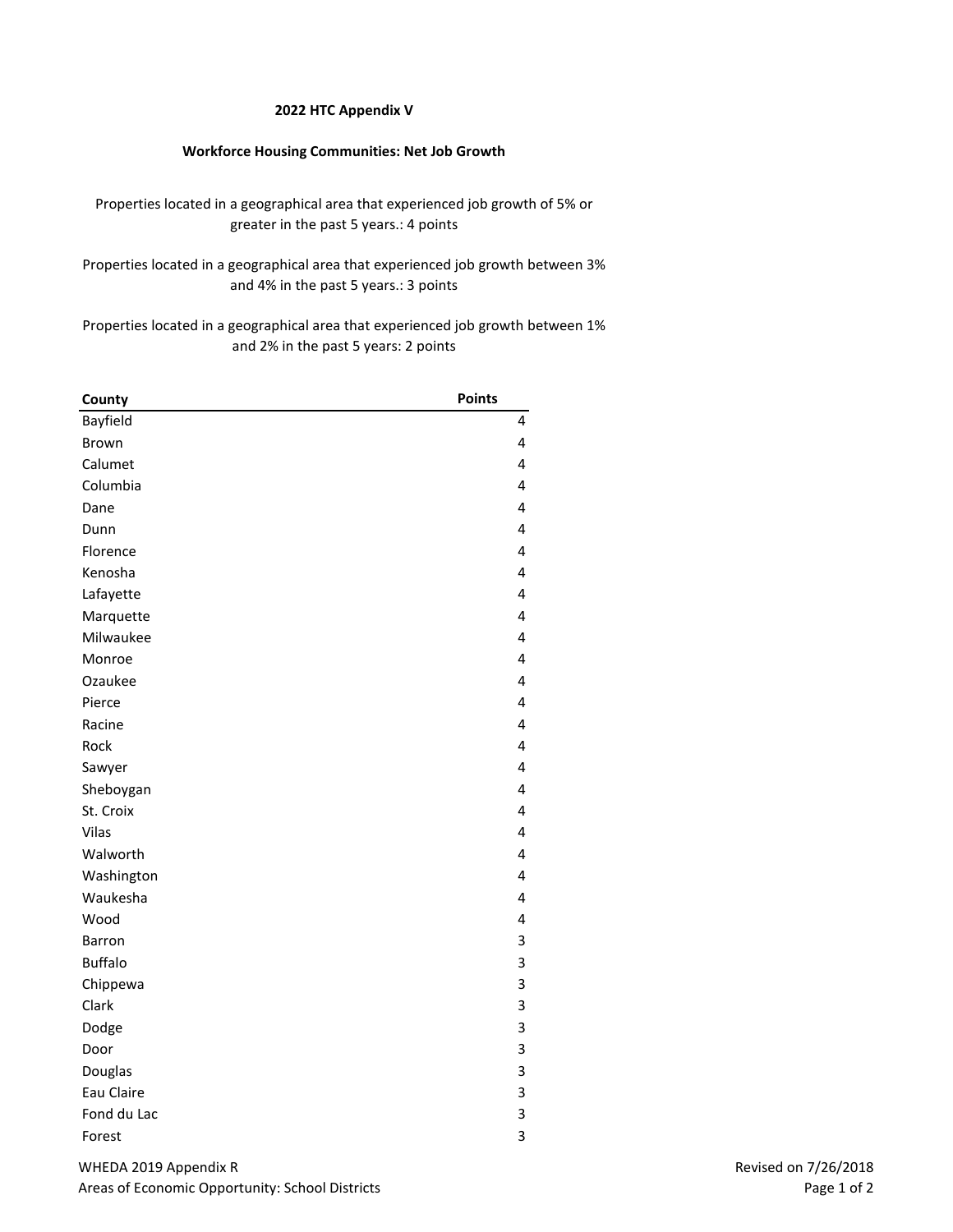**2022 HTC Appendix V**

**Workforce Housing Communities: Net Job Growth**

Properties located in a geographical area that experienced job growth of 5% or greater in the past 5 years.: 4 points

Properties located in a geographical area that experienced job growth between 3% and 4% in the past 5 years.: 3 points

Properties located in a geographical area that experienced job growth between 1% and 2% in the past 5 years: 2 points

| County | Points |
|---|---|
| Bayfield | 4 |
| Brown | 4 |
| Calumet | 4 |
| Columbia | 4 |
| Dane | 4 |
| Dunn | 4 |
| Florence | 4 |
| Kenosha | 4 |
| Lafayette | 4 |
| Marquette | 4 |
| Milwaukee | 4 |
| Monroe | 4 |
| Ozaukee | 4 |
| Pierce | 4 |
| Racine | 4 |
| Rock | 4 |
| Sawyer | 4 |
| Sheboygan | 4 |
| St. Croix | 4 |
| Vilas | 4 |
| Walworth | 4 |
| Washington | 4 |
| Waukesha | 4 |
| Wood | 4 |
| Barron | 3 |
| Buffalo | 3 |
| Chippewa | 3 |
| Clark | 3 |
| Dodge | 3 |
| Door | 3 |
| Douglas | 3 |
| Eau Claire | 3 |
| Fond du Lac | 3 |
| Forest | 3 |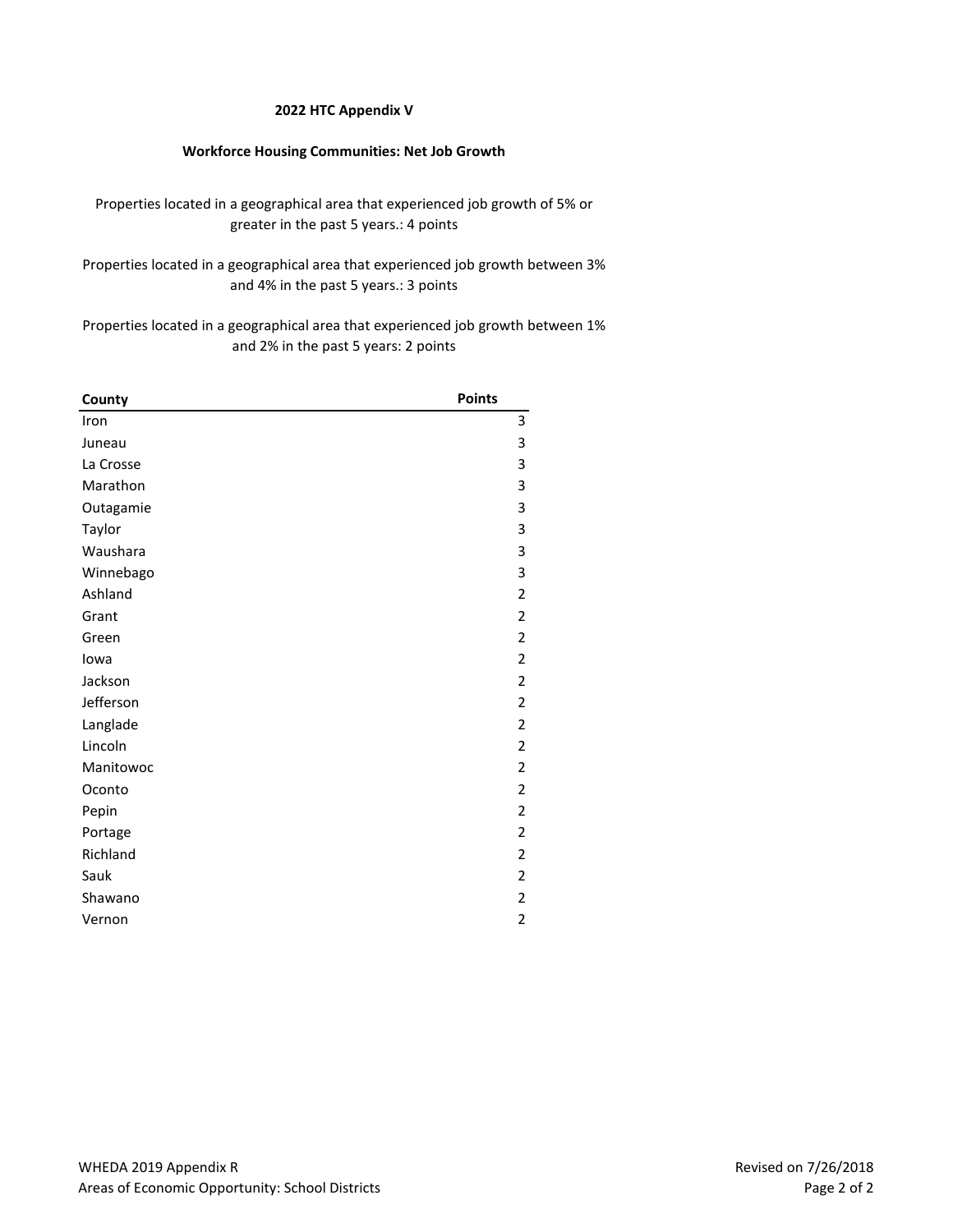**2022 HTC Appendix V**

**Workforce Housing Communities: Net Job Growth**

Properties located in a geographical area that experienced job growth of 5% or greater in the past 5 years.: 4 points

Properties located in a geographical area that experienced job growth between 3% and 4% in the past 5 years.: 3 points

Properties located in a geographical area that experienced job growth between 1% and 2% in the past 5 years: 2 points

| County | Points |
|---|---|
| Iron | 3 |
| Juneau | 3 |
| La Crosse | 3 |
| Marathon | 3 |
| Outagamie | 3 |
| Taylor | 3 |
| Waushara | 3 |
| Winnebago | 3 |
| Ashland | 2 |
| Grant | 2 |
| Green | 2 |
| Iowa | 2 |
| Jackson | 2 |
| Jefferson | 2 |
| Langlade | 2 |
| Lincoln | 2 |
| Manitowoc | 2 |
| Oconto | 2 |
| Pepin | 2 |
| Portage | 2 |
| Richland | 2 |
| Sauk | 2 |
| Shawano | 2 |
| Vernon | 2 |